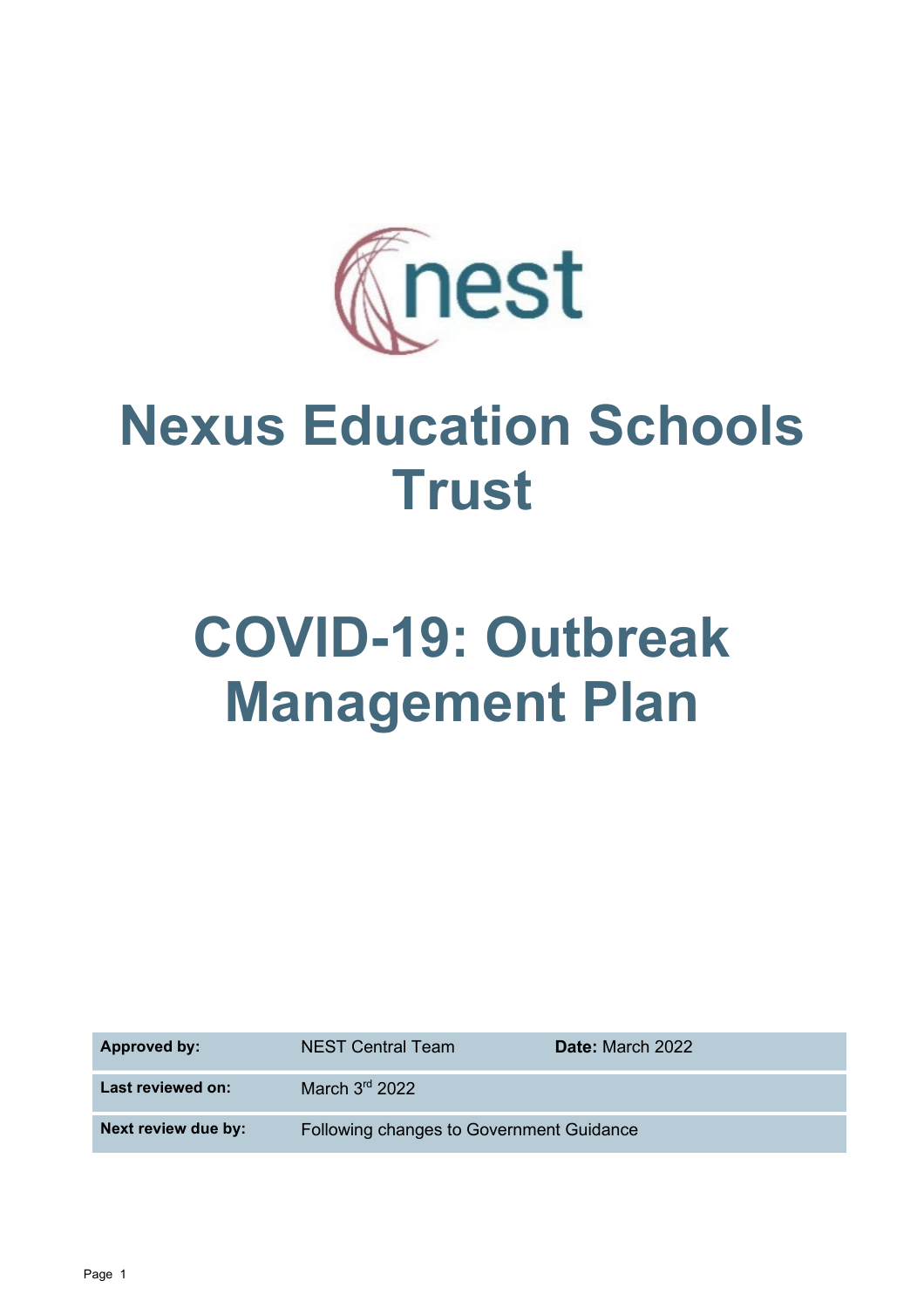# Nexus Education Schools Trust

# COVID-19: Outbreak Management Plan

| **Approved by:** | NEST Central Team | **Date:** March 2022 |
|---|---|---|
| **Last reviewed on:** | March 3rd 2022 | |
| **Next review due by:** | Following changes to Government Guidance | |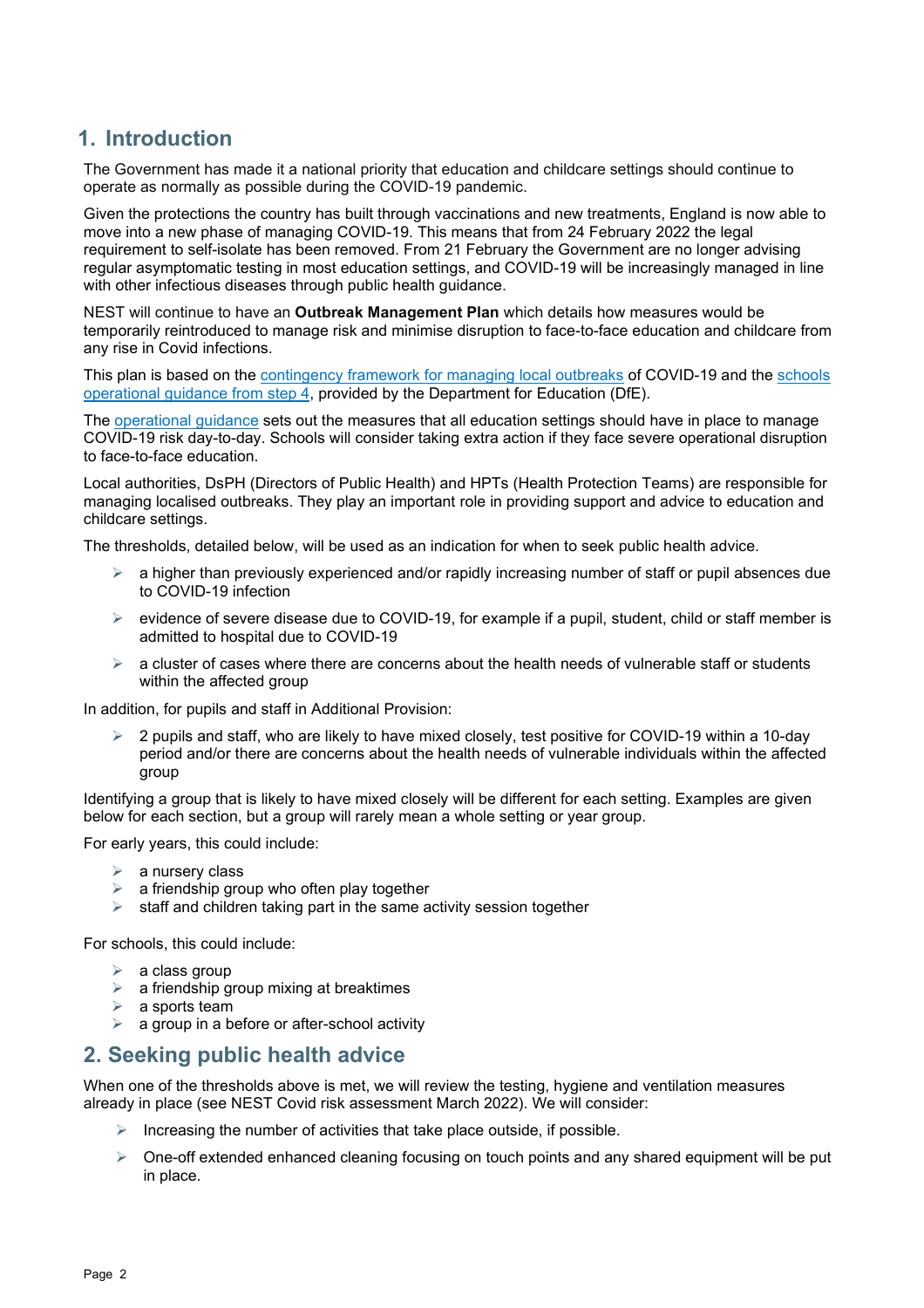## 1. Introduction

The Government has made it a national priority that education and childcare settings should continue to operate as normally as possible during the COVID-19 pandemic.

Given the protections the country has built through vaccinations and new treatments, England is now able to move into a new phase of managing COVID-19. This means that from 24 February 2022 the legal requirement to self-isolate has been removed. From 21 February the Government are no longer advising regular asymptomatic testing in most education settings, and COVID-19 will be increasingly managed in line with other infectious diseases through public health guidance.

NEST will continue to have an **Outbreak Management Plan** which details how measures would be temporarily reintroduced to manage risk and minimise disruption to face-to-face education and childcare from any rise in Covid infections.

This plan is based on the contingency framework for managing local outbreaks of COVID-19 and the schools operational guidance from step 4, provided by the Department for Education (DfE).

The operational guidance sets out the measures that all education settings should have in place to manage COVID-19 risk day-to-day. Schools will consider taking extra action if they face severe operational disruption to face-to-face education.

Local authorities, DsPH (Directors of Public Health) and HPTs (Health Protection Teams) are responsible for managing localised outbreaks. They play an important role in providing support and advice to education and childcare settings.

The thresholds, detailed below, will be used as an indication for when to seek public health advice.

- a higher than previously experienced and/or rapidly increasing number of staff or pupil absences due to COVID-19 infection
- evidence of severe disease due to COVID-19, for example if a pupil, student, child or staff member is admitted to hospital due to COVID-19
- a cluster of cases where there are concerns about the health needs of vulnerable staff or students within the affected group

In addition, for pupils and staff in Additional Provision:

- 2 pupils and staff, who are likely to have mixed closely, test positive for COVID-19 within a 10-day period and/or there are concerns about the health needs of vulnerable individuals within the affected group

Identifying a group that is likely to have mixed closely will be different for each setting. Examples are given below for each section, but a group will rarely mean a whole setting or year group.

For early years, this could include:

- a nursery class
- a friendship group who often play together
- staff and children taking part in the same activity session together

For schools, this could include:

- a class group
- a friendship group mixing at breaktimes
- a sports team
- a group in a before or after-school activity

## 2. Seeking public health advice

When one of the thresholds above is met, we will review the testing, hygiene and ventilation measures already in place (see NEST Covid risk assessment March 2022). We will consider:

- Increasing the number of activities that take place outside, if possible.
- One-off extended enhanced cleaning focusing on touch points and any shared equipment will be put in place.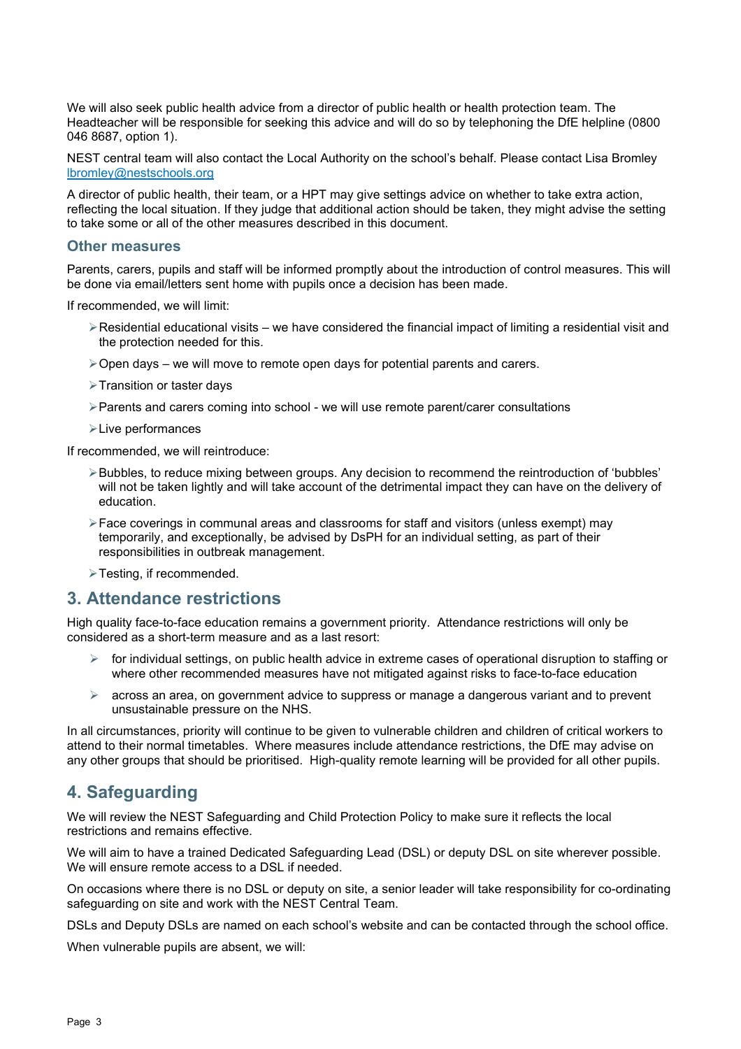We will also seek public health advice from a director of public health or health protection team. The Headteacher will be responsible for seeking this advice and will do so by telephoning the DfE helpline (0800 046 8687, option 1).

NEST central team will also contact the Local Authority on the school's behalf. Please contact Lisa Bromley [lbromley@nestschools.org](mailto:lbromley@nestschools.org)

A director of public health, their team, or a HPT may give settings advice on whether to take extra action, reflecting the local situation. If they judge that additional action should be taken, they might advise the setting to take some or all of the other measures described in this document.

### Other measures

Parents, carers, pupils and staff will be informed promptly about the introduction of control measures. This will be done via email/letters sent home with pupils once a decision has been made.

If recommended, we will limit:

- Residential educational visits – we have considered the financial impact of limiting a residential visit and the protection needed for this.
- Open days – we will move to remote open days for potential parents and carers.
- Transition or taster days
- Parents and carers coming into school - we will use remote parent/carer consultations
- Live performances

If recommended, we will reintroduce:

- Bubbles, to reduce mixing between groups. Any decision to recommend the reintroduction of 'bubbles' will not be taken lightly and will take account of the detrimental impact they can have on the delivery of education.
- Face coverings in communal areas and classrooms for staff and visitors (unless exempt) may temporarily, and exceptionally, be advised by DsPH for an individual setting, as part of their responsibilities in outbreak management.
- Testing, if recommended.

## 3. Attendance restrictions

High quality face-to-face education remains a government priority. Attendance restrictions will only be considered as a short-term measure and as a last resort:

- for individual settings, on public health advice in extreme cases of operational disruption to staffing or where other recommended measures have not mitigated against risks to face-to-face education
- across an area, on government advice to suppress or manage a dangerous variant and to prevent unsustainable pressure on the NHS.

In all circumstances, priority will continue to be given to vulnerable children and children of critical workers to attend to their normal timetables. Where measures include attendance restrictions, the DfE may advise on any other groups that should be prioritised. High-quality remote learning will be provided for all other pupils.

## 4. Safeguarding

We will review the NEST Safeguarding and Child Protection Policy to make sure it reflects the local restrictions and remains effective.

We will aim to have a trained Dedicated Safeguarding Lead (DSL) or deputy DSL on site wherever possible. We will ensure remote access to a DSL if needed.

On occasions where there is no DSL or deputy on site, a senior leader will take responsibility for co-ordinating safeguarding on site and work with the NEST Central Team.

DSLs and Deputy DSLs are named on each school's website and can be contacted through the school office.

When vulnerable pupils are absent, we will: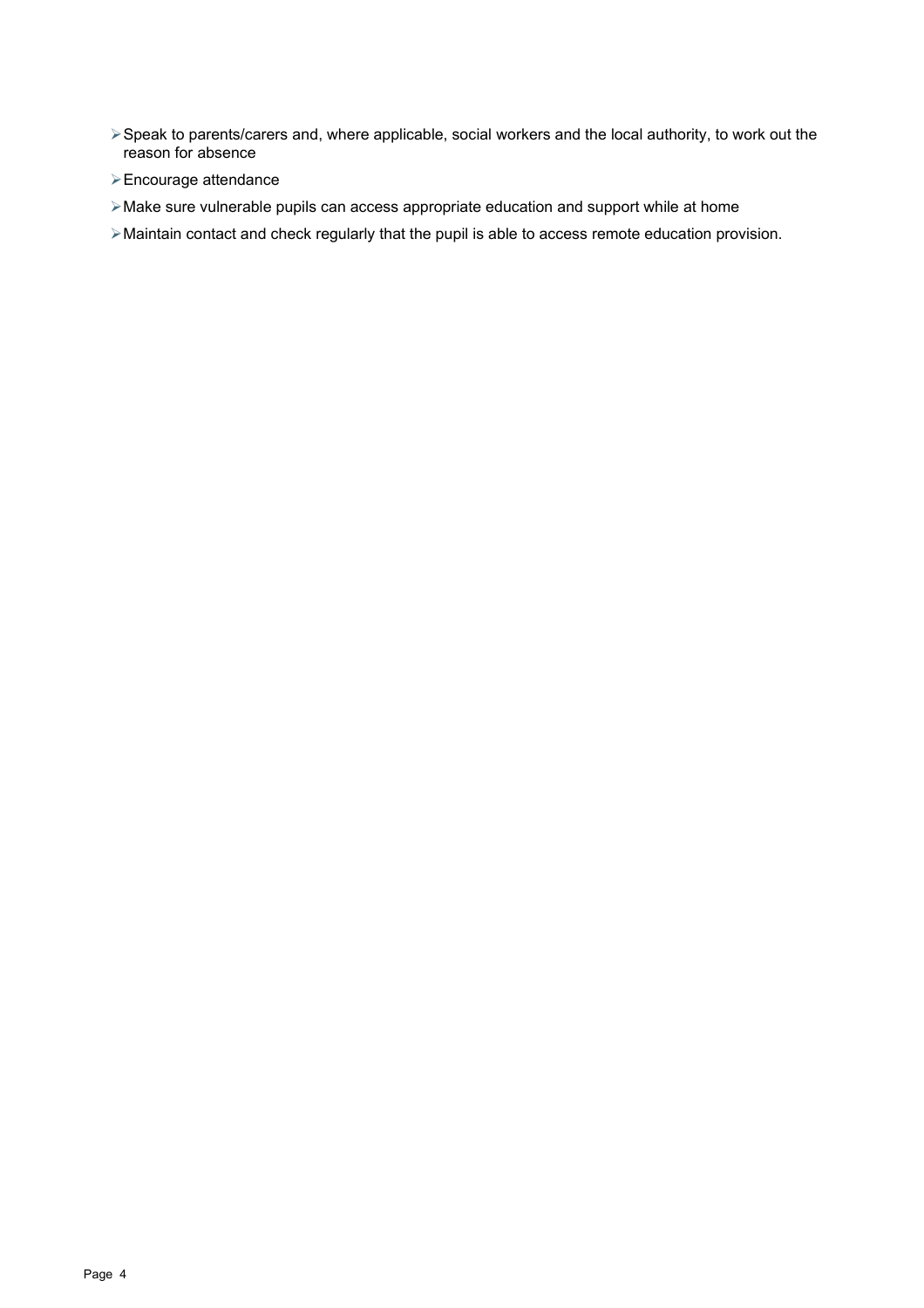- Speak to parents/carers and, where applicable, social workers and the local authority, to work out the reason for absence
- Encourage attendance
- Make sure vulnerable pupils can access appropriate education and support while at home
- Maintain contact and check regularly that the pupil is able to access remote education provision.